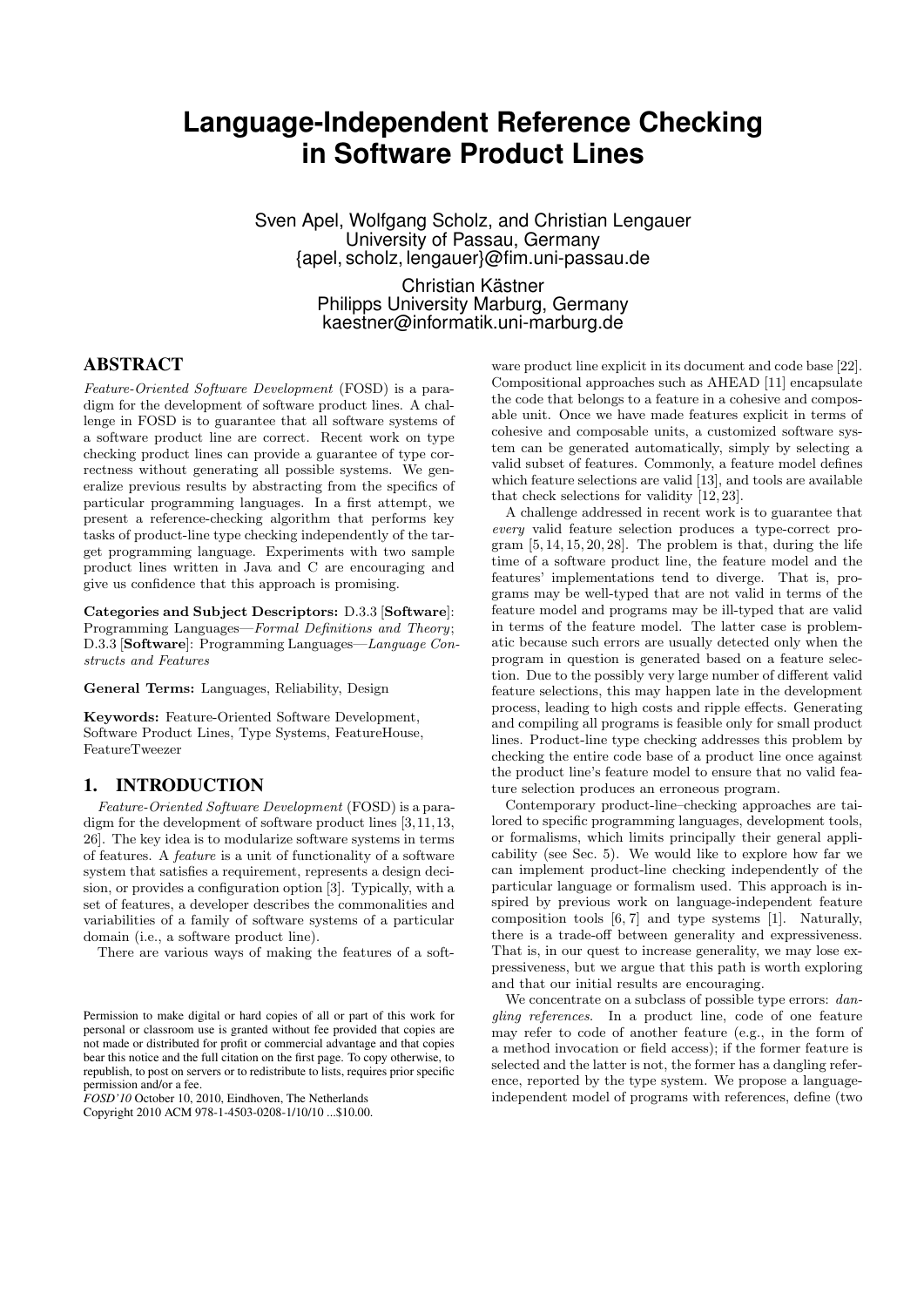# Language-Independent Reference Checking in Software Product Lines

Sven Apel, Wolfgang Scholz, and Christian Lengauer
University of Passau, Germany
{apel, scholz, lengauer}@fim.uni-passau.de

Christian Kästner
Philipps University Marburg, Germany
kaestner@informatik.uni-marburg.de

## ABSTRACT

*Feature-Oriented Software Development* (FOSD) is a paradigm for the development of software product lines. A challenge in FOSD is to guarantee that all software systems of a software product line are correct. Recent work on type checking product lines can provide a guarantee of type correctness without generating all possible systems. We generalize previous results by abstracting from the specifics of particular programming languages. In a first attempt, we present a reference-checking algorithm that performs key tasks of product-line type checking independently of the target programming language. Experiments with two sample product lines written in Java and C are encouraging and give us confidence that this approach is promising.

**Categories and Subject Descriptors:** D.3.3 [**Software**]: Programming Languages—*Formal Definitions and Theory*; D.3.3 [**Software**]: Programming Languages—*Language Constructs and Features*

**General Terms:** Languages, Reliability, Design

**Keywords:** Feature-Oriented Software Development, Software Product Lines, Type Systems, FeatureHouse, FeatureTweezer

## 1. INTRODUCTION

*Feature-Oriented Software Development* (FOSD) is a paradigm for the development of software product lines [3, 11, 13, 26]. The key idea is to modularize software systems in terms of features. A *feature* is a unit of functionality of a software system that satisfies a requirement, represents a design decision, or provides a configuration option [3]. Typically, with a set of features, a developer describes the commonalities and variabilities of a family of software systems of a particular domain (i.e., a software product line).

There are various ways of making the features of a software product line explicit in its document and code base [22]. Compositional approaches such as AHEAD [11] encapsulate the code that belongs to a feature in a cohesive and composable unit. Once we have made features explicit in terms of cohesive and composable units, a customized software system can be generated automatically, simply by selecting a valid subset of features. Commonly, a feature model defines which feature selections are valid [13], and tools are available that check selections for validity [12, 23].

A challenge addressed in recent work is to guarantee that *every* valid feature selection produces a type-correct program [5, 14, 15, 20, 28]. The problem is that, during the life time of a software product line, the feature model and the features' implementations tend to diverge. That is, programs may be well-typed that are not valid in terms of the feature model and programs may be ill-typed that are valid in terms of the feature model. The latter case is problematic because such errors are usually detected only when the program in question is generated based on a feature selection. Due to the possibly very large number of different valid feature selections, this may happen late in the development process, leading to high costs and ripple effects. Generating and compiling all programs is feasible only for small product lines. Product-line type checking addresses this problem by checking the entire code base of a product line once against the product line's feature model to ensure that no valid feature selection produces an erroneous program.

Contemporary product-line–checking approaches are tailored to specific programming languages, development tools, or formalisms, which limits principally their general applicability (see Sec. 5). We would like to explore how far we can implement product-line checking independently of the particular language or formalism used. This approach is inspired by previous work on language-independent feature composition tools [6, 7] and type systems [1]. Naturally, there is a trade-off between generality and expressiveness. That is, in our quest to increase generality, we may lose expressiveness, but we argue that this path is worth exploring and that our initial results are encouraging.

We concentrate on a subclass of possible type errors: *dangling references*. In a product line, code of one feature may refer to code of another feature (e.g., in the form of a method invocation or field access); if the former feature is selected and the latter is not, the former has a dangling reference, reported by the type system. We propose a language-independent model of programs with references, define (two

Permission to make digital or hard copies of all or part of this work for personal or classroom use is granted without fee provided that copies are not made or distributed for profit or commercial advantage and that copies bear this notice and the full citation on the first page. To copy otherwise, to republish, to post on servers or to redistribute to lists, requires prior specific permission and/or a fee.
*FOSD'10* October 10, 2010, Eindhoven, The Netherlands
Copyright 2010 ACM 978-1-4503-0208-1/10/10 ...$10.00.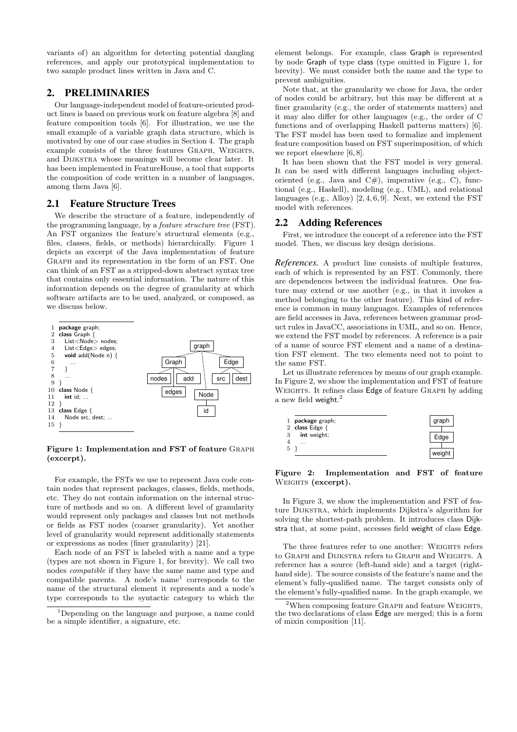variants of) an algorithm for detecting potential dangling references, and apply our prototypical implementation to two sample product lines written in Java and C.

## 2. PRELIMINARIES

Our language-independent model of feature-oriented product lines is based on previous work on feature algebra [8] and feature composition tools [6]. For illustration, we use the small example of a variable graph data structure, which is motivated by one of our case studies in Section 4. The graph example consists of the three features GRAPH, WEIGHTS, and DIJKSTRA whose meanings will become clear later. It has been implemented in FeatureHouse, a tool that supports the composition of code written in a number of languages, among them Java [6].

### 2.1 Feature Structure Trees

We describe the structure of a feature, independently of the programming language, by a *feature structure tree* (FST). An FST organizes the feature's structural elements (e.g., files, classes, fields, or methods) hierarchically. Figure 1 depicts an excerpt of the Java implementation of feature GRAPH and its representation in the form of an FST. One can think of an FST as a stripped-down abstract syntax tree that contains only essential information. The nature of this information depends on the degree of granularity at which software artifacts are to be used, analyzed, or composed, as we discuss below.

```
1  package graph;
2  class Graph {
3    List<Node> nodes;
4    List<Edge> edges;
5    void add(Node n) {
6      ...
7    }
8    ...
9  }
10 class Node {
11   int id; ...
12 }
13 class Edge {
14   Node src, dest; ...
15 }
```

graph
Graph
Edge
nodes
add
src
dest
edges
Node
id

**Figure 1: Implementation and FST of feature GRAPH (excerpt).**

For example, the FSTs we use to represent Java code contain nodes that represent packages, classes, fields, methods, etc. They do not contain information on the internal structure of methods and so on. A different level of granularity would represent only packages and classes but not methods or fields as FST nodes (coarser granularity). Yet another level of granularity would represent additionally statements or expressions as nodes (finer granularity) [21].

Each node of an FST is labeled with a name and a type (types are not shown in Figure 1, for brevity). We call two nodes *compatible* if they have the same name and type and compatible parents. A node's name[1] corresponds to the name of the structural element it represents and a node's type corresponds to the syntactic category to which the element belongs. For example, class Graph is represented by node Graph of type class (type omitted in Figure 1, for brevity). We must consider both the name and the type to prevent ambiguities.

[1] Depending on the language and purpose, a name could be a simple identifier, a signature, etc.

Note that, at the granularity we chose for Java, the order of nodes could be arbitrary, but this may be different at a finer granularity (e.g., the order of statements matters) and it may also differ for other languages (e.g., the order of C functions and of overlapping Haskell patterns matters) [6]. The FST model has been used to formalize and implement feature composition based on FST superimposition, of which we report elsewhere [6, 8].

It has been shown that the FST model is very general. It can be used with different languages including object-oriented (e.g., Java and C#), imperative (e.g., C), functional (e.g., Haskell), modeling (e.g., UML), and relational languages (e.g., Alloy) [2, 4, 6, 9]. Next, we extend the FST model with references.

### 2.2 Adding References

First, we introduce the concept of a reference into the FST model. Then, we discuss key design decisions.

***References.*** A product line consists of multiple features, each of which is represented by an FST. Commonly, there are dependences between the individual features. One feature may extend or use another (e.g., in that it invokes a method belonging to the other feature). This kind of reference is common in many languages. Examples of references are field accesses in Java, references between grammar product rules in JavaCC, associations in UML, and so on. Hence, we extend the FST model by references. A reference is a pair of a name of source FST element and a name of a destination FST element. The two elements need not to point to the same FST.

Let us illustrate references by means of our graph example. In Figure 2, we show the implementation and FST of feature WEIGHTS. It refines class Edge of feature GRAPH by adding a new field weight.[2]

```
1  package graph;
2  class Edge {
3    int weight;
4    ...
5  }
```

graph
Edge
weight

**Figure 2: Implementation and FST of feature WEIGHTS (excerpt).**

In Figure 3, we show the implementation and FST of feature DIJKSTRA, which implements Dijkstra's algorithm for solving the shortest-path problem. It introduces class Dijkstra that, at some point, accesses field weight of class Edge.

The three features refer to one another: WEIGHTS refers to GRAPH and DIJKSTRA refers to GRAPH and WEIGHTS. A reference has a source (left-hand side) and a target (right-hand side). The source consists of the feature's name and the element's fully-qualified name. The target consists only of the element's fully-qualified name. In the graph example, we

[2] When composing feature GRAPH and feature WEIGHTS, the two declarations of class Edge are merged; this is a form of mixin composition [11].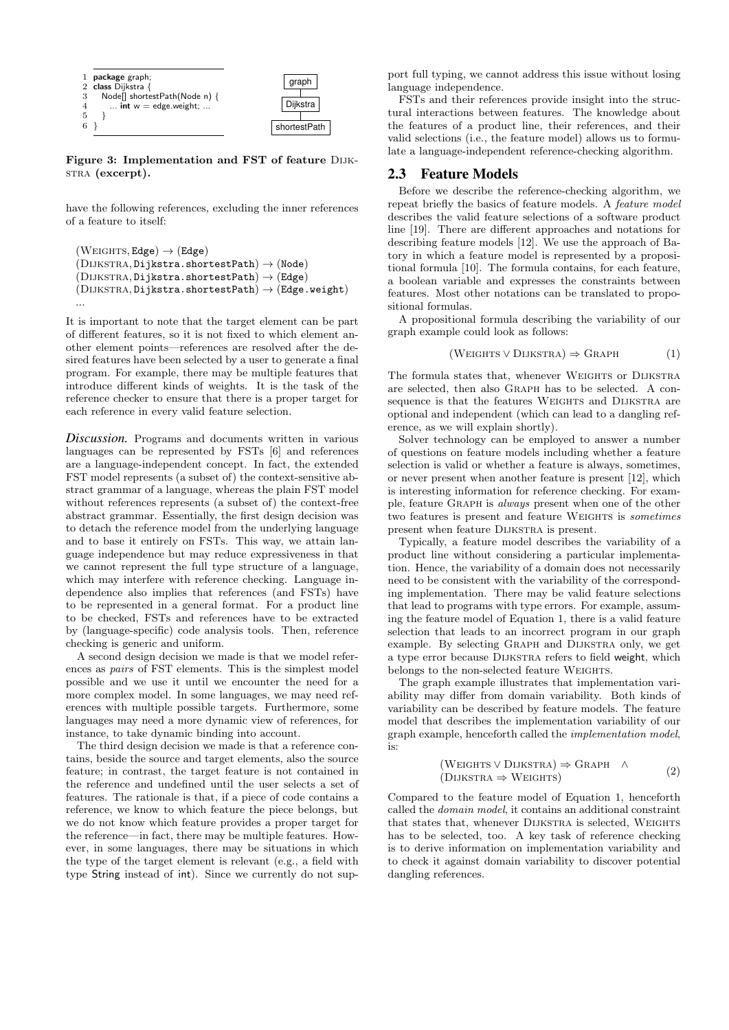```
1 package graph;
2 class Dijkstra {
3   Node[] shortestPath(Node n) {
4     ... int w = edge.weight; ...
5   }
6 }
```

graph
Dijkstra
shortestPath

**Figure 3: Implementation and FST of feature Dijkstra (excerpt).**

have the following references, excluding the inner references of a feature to itself:

(Weights, `Edge`) → (`Edge`)
(Dijkstra, `Dijkstra.shortestPath`) → (`Node`)
(Dijkstra, `Dijkstra.shortestPath`) → (`Edge`)
(Dijkstra, `Dijkstra.shortestPath`) → (`Edge.weight`)
...

It is important to note that the target element can be part of different features, so it is not fixed to which element another element points—references are resolved after the desired features have been selected by a user to generate a final program. For example, there may be multiple features that introduce different kinds of weights. It is the task of the reference checker to ensure that there is a proper target for each reference in every valid feature selection.

***Discussion.*** Programs and documents written in various languages can be represented by FSTs [6] and references are a language-independent concept. In fact, the extended FST model represents (a subset of) the context-sensitive abstract grammar of a language, whereas the plain FST model without references represents (a subset of) the context-free abstract grammar. Essentially, the first design decision was to detach the reference model from the underlying language and to base it entirely on FSTs. This way, we attain language independence but may reduce expressiveness in that we cannot represent the full type structure of a language, which may interfere with reference checking. Language independence also implies that references (and FSTs) have to be represented in a general format. For a product line to be checked, FSTs and references have to be extracted by (language-specific) code analysis tools. Then, reference checking is generic and uniform.

A second design decision we made is that we model references as *pairs* of FST elements. This is the simplest model possible and we use it until we encounter the need for a more complex model. In some languages, we may need references with multiple possible targets. Furthermore, some languages may need a more dynamic view of references, for instance, to take dynamic binding into account.

The third design decision we made is that a reference contains, beside the source and target elements, also the source feature; in contrast, the target feature is not contained in the reference and undefined until the user selects a set of features. The rationale is that, if a piece of code contains a reference, we know to which feature the piece belongs, but we do not know which feature provides a proper target for the reference—in fact, there may be multiple features. However, in some languages, there may be situations in which the type of the target element is relevant (e.g., a field with type String instead of int). Since we currently do not support full typing, we cannot address this issue without losing language independence.

FSTs and their references provide insight into the structural interactions between features. The knowledge about the features of a product line, their references, and their valid selections (i.e., the feature model) allows us to formulate a language-independent reference-checking algorithm.

## 2.3 Feature Models

Before we describe the reference-checking algorithm, we repeat briefly the basics of feature models. A *feature model* describes the valid feature selections of a software product line [19]. There are different approaches and notations for describing feature models [12]. We use the approach of Batory in which a feature model is represented by a propositional formula [10]. The formula contains, for each feature, a boolean variable and expresses the constraints between features. Most other notations can be translated to propositional formulas.

A propositional formula describing the variability of our graph example could look as follows:

$$(\text{Weights} \vee \text{Dijkstra}) \Rightarrow \text{Graph} \tag{1}$$

The formula states that, whenever Weights or Dijkstra are selected, then also Graph has to be selected. A consequence is that the features Weights and Dijkstra are optional and independent (which can lead to a dangling reference, as we will explain shortly).

Solver technology can be employed to answer a number of questions on feature models including whether a feature selection is valid or whether a feature is always, sometimes, or never present when another feature is present [12], which is interesting information for reference checking. For example, feature Graph is *always* present when one of the other two features is present and feature Weights is *sometimes* present when feature Dijkstra is present.

Typically, a feature model describes the variability of a product line without considering a particular implementation. Hence, the variability of a domain does not necessarily need to be consistent with the variability of the corresponding implementation. There may be valid feature selections that lead to programs with type errors. For example, assuming the feature model of Equation 1, there is a valid feature selection that leads to an incorrect program in our graph example. By selecting Graph and Dijkstra only, we get a type error because Dijkstra refers to field weight, which belongs to the non-selected feature Weights.

The graph example illustrates that implementation variability may differ from domain variability. Both kinds of variability can be described by feature models. The feature model that describes the implementation variability of our graph example, henceforth called the *implementation model*, is:

$$\begin{aligned}(\text{Weights} \vee \text{Dijkstra}) \Rightarrow \text{Graph} \quad \wedge \\ (\text{Dijkstra} \Rightarrow \text{Weights})\end{aligned} \tag{2}$$

Compared to the feature model of Equation 1, henceforth called the *domain model*, it contains an additional constraint that states that, whenever Dijkstra is selected, Weights has to be selected, too. A key task of reference checking is to derive information on implementation variability and to check it against domain variability to discover potential dangling references.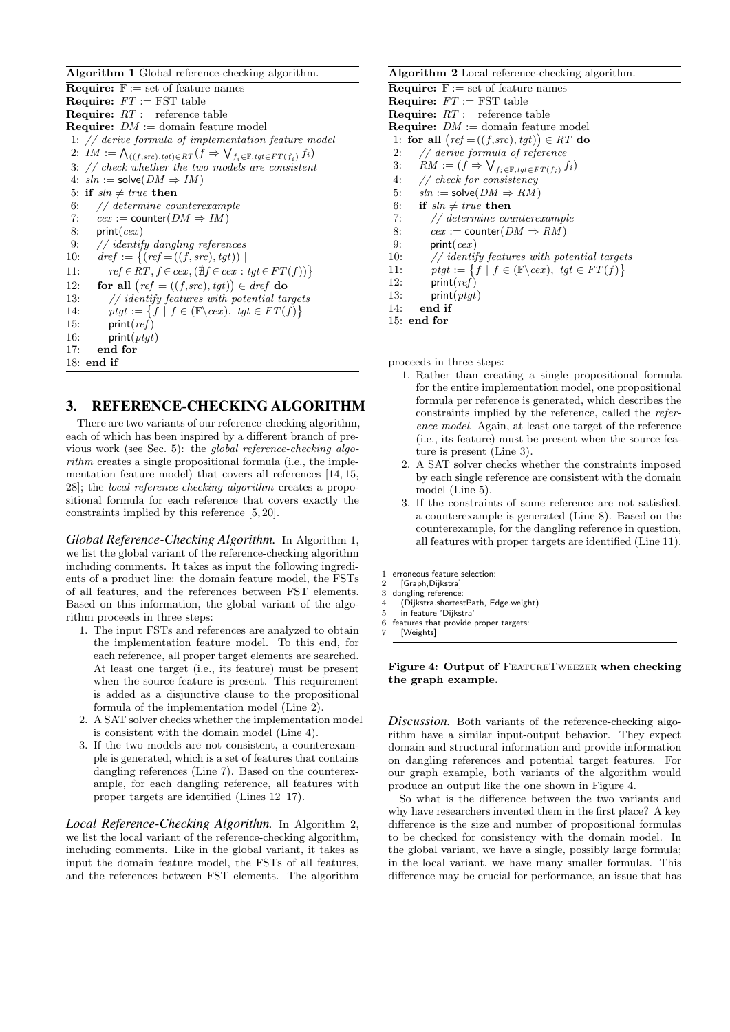**Algorithm 1** Global reference-checking algorithm.

```
Require: 𝔽 := set of feature names
Require: FT := FST table
Require: RT := reference table
Require: DM := domain feature model
 1: // derive formula of implementation feature model
 2: IM := ⋀_{((f,src),tgt)∈RT} (f ⇒ ⋁_{f_i∈𝔽,tgt∈FT(f_i)} f_i)
 3: // check whether the two models are consistent
 4: sln := solve(DM ⇒ IM)
 5: if sln ≠ true then
 6:   // determine counterexample
 7:   cex := counter(DM ⇒ IM)
 8:   print(cex)
 9:   // identify dangling references
10:   dref := {(ref = ((f, src), tgt)) |
11:       ref ∈ RT, f ∈ cex, (∄f ∈ cex : tgt ∈ FT(f))}
12:   for all (ref = ((f,src), tgt)) ∈ dref do
13:     // identify features with potential targets
14:     ptgt := {f | f ∈ (𝔽\cex), tgt ∈ FT(f)}
15:     print(ref)
16:     print(ptgt)
17:   end for
18: end if
```

**Algorithm 2** Local reference-checking algorithm.

```
Require: 𝔽 := set of feature names
Require: FT := FST table
Require: RT := reference table
Require: DM := domain feature model
 1: for all (ref = ((f,src), tgt)) ∈ RT do
 2:   // derive formula of reference
 3:   RM := (f ⇒ ⋁_{f_i∈𝔽,tgt∈FT(f_i)} f_i)
 4:   // check for consistency
 5:   sln := solve(DM ⇒ RM)
 6:   if sln ≠ true then
 7:     // determine counterexample
 8:     cex := counter(DM ⇒ RM)
 9:     print(cex)
10:     // identify features with potential targets
11:     ptgt := {f | f ∈ (𝔽\cex), tgt ∈ FT(f)}
12:     print(ref)
13:     print(ptgt)
14:   end if
15: end for
```

## 3. REFERENCE-CHECKING ALGORITHM

There are two variants of our reference-checking algorithm, each of which has been inspired by a different branch of previous work (see Sec. 5): the *global reference-checking algorithm* creates a single propositional formula (i.e., the implementation feature model) that covers all references [14, 15, 28]; the *local reference-checking algorithm* creates a propositional formula for each reference that covers exactly the constraints implied by this reference [5, 20].

***Global Reference-Checking Algorithm.*** In Algorithm 1, we list the global variant of the reference-checking algorithm including comments. It takes as input the following ingredients of a product line: the domain feature model, the FSTs of all features, and the references between FST elements. Based on this information, the global variant of the algorithm proceeds in three steps:

1. The input FSTs and references are analyzed to obtain the implementation feature model. To this end, for each reference, all proper target elements are searched. At least one target (i.e., its feature) must be present when the source feature is present. This requirement is added as a disjunctive clause to the propositional formula of the implementation model (Line 2).
2. A SAT solver checks whether the implementation model is consistent with the domain model (Line 4).
3. If the two models are not consistent, a counterexample is generated, which is a set of features that contains dangling references (Line 7). Based on the counterexample, for each dangling reference, all features with proper targets are identified (Lines 12–17).

***Local Reference-Checking Algorithm.*** In Algorithm 2, we list the local variant of the reference-checking algorithm, including comments. Like in the global variant, it takes as input the domain feature model, the FSTs of all features, and the references between FST elements. The algorithm proceeds in three steps:

1. Rather than creating a single propositional formula for the entire implementation model, one propositional formula per reference is generated, which describes the constraints implied by the reference, called the *reference model*. Again, at least one target of the reference (i.e., its feature) must be present when the source feature is present (Line 3).
2. A SAT solver checks whether the constraints imposed by each single reference are consistent with the domain model (Line 5).
3. If the constraints of some reference are not satisfied, a counterexample is generated (Line 8). Based on the counterexample, for the dangling reference in question, all features with proper targets are identified (Line 11).

```
1 erroneous feature selection:
2   [Graph,Dijkstra]
3 dangling reference:
4   (Dijkstra.shortestPath, Edge.weight)
5   in feature 'Dijkstra'
6 features that provide proper targets:
7   [Weights]
```

**Figure 4: Output of FeatureTweezer when checking the graph example.**

***Discussion.*** Both variants of the reference-checking algorithm have a similar input-output behavior. They expect domain and structural information and provide information on dangling references and potential target features. For our graph example, both variants of the algorithm would produce an output like the one shown in Figure 4.

So what is the difference between the two variants and why have researchers invented them in the first place? A key difference is the size and number of propositional formulas to be checked for consistency with the domain model. In the global variant, we have a single, possibly large formula; in the local variant, we have many smaller formulas. This difference may be crucial for performance, an issue that has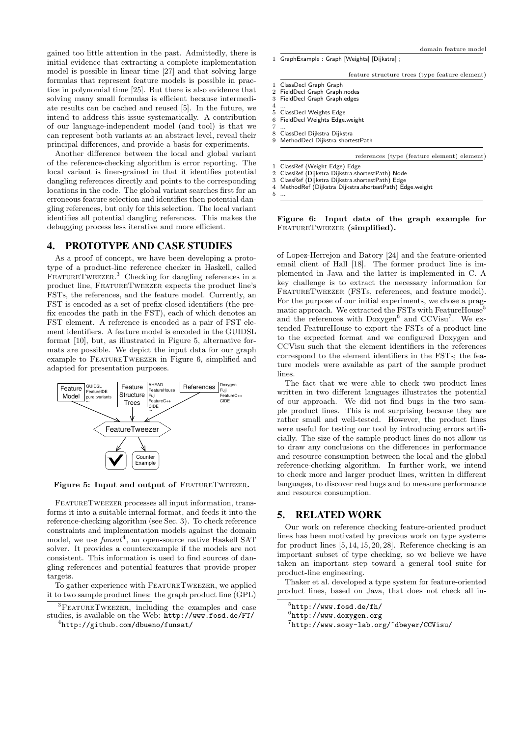gained too little attention in the past. Admittedly, there is initial evidence that extracting a complete implementation model is possible in linear time [27] and that solving large formulas that represent feature models is possible in practice in polynomial time [25]. But there is also evidence that solving many small formulas is efficient because intermediate results can be cached and reused [5]. In the future, we intend to address this issue systematically. A contribution of our language-independent model (and tool) is that we can represent both variants at an abstract level, reveal their principal differences, and provide a basis for experiments.

Another difference between the local and global variant of the reference-checking algorithm is error reporting. The local variant is finer-grained in that it identifies potential dangling references directly and points to the corresponding locations in the code. The global variant searches first for an erroneous feature selection and identifies then potential dangling references, but only for this selection. The local variant identifies all potential dangling references. This makes the debugging process less iterative and more efficient.

## 4. PROTOTYPE AND CASE STUDIES

As a proof of concept, we have been developing a prototype of a product-line reference checker in Haskell, called FeatureTweezer.[3] Checking for dangling references in a product line, FeatureTweezer expects the product line's FSTs, the references, and the feature model. Currently, an FST is encoded as a set of prefix-closed identifiers (the prefix encodes the path in the FST), each of which denotes an FST element. A reference is encoded as a pair of FST element identifiers. A feature model is encoded in the GUIDSL format [10], but, as illustrated in Figure 5, alternative formats are possible. We depict the input data for our graph example to FeatureTweezer in Figure 6, simplified and adapted for presentation purposes.

Feature Model
GUIDSL
FeatureIDE
pure::variants
...
Feature Structure Trees
AHEAD
FeatureHouse
Fuji
FeatureC++
CIDE
...
References
Doxygen
Fuji
FeatureC++
CIDE
...
FeatureTweezer
Counter Example

**Figure 5: Input and output of FeatureTweezer.**

FeatureTweezer processes all input information, transforms it into a suitable internal format, and feeds it into the reference-checking algorithm (see Sec. 3). To check reference constraints and implementation models against the domain model, we use *funsat*[4], an open-source native Haskell SAT solver. It provides a counterexample if the models are not consistent. This information is used to find sources of dangling references and potential features that provide proper targets.

To gather experience with FeatureTweezer, we applied it to two sample product lines: the graph product line (GPL)

domain feature model

```
1  GraphExample : Graph [Weights] [Dijkstra] ;
```

feature structure trees (type feature element)

```
1  ClassDecl Graph Graph
2  FieldDecl Graph Graph.nodes
3  FieldDecl Graph Graph.edges
4  ...
5  ClassDecl Weights Edge
6  FieldDecl Weights Edge.weight
7  ...
8  ClassDecl Dijkstra Dijkstra
9  MethodDecl Dijkstra shortestPath
```

references (type (feature element) element)

```
1  ClassRef (Weight Edge) Edge
2  ClassRef (Dijkstra Dijkstra.shortestPath) Node
3  ClassRef (Dijkstra Dijkstra.shortestPath) Edge
4  MethodRef (Dijkstra Dijkstra.shortestPath) Edge.weight
5  ...
```

**Figure 6: Input data of the graph example for FeatureTweezer (simplified).**

of Lopez-Herrejon and Batory [24] and the feature-oriented email client of Hall [18]. The former product line is implemented in Java and the latter is implemented in C. A key challenge is to extract the necessary information for FeatureTweezer (FSTs, references, and feature model). For the purpose of our initial experiments, we chose a pragmatic approach. We extracted the FSTs with FeatureHouse[5] and the references with Doxygen[6] and CCVisu[7]. We extended FeatureHouse to export the FSTs of a product line to the expected format and we configured Doxygen and CCVisu such that the element identifiers in the references correspond to the element identifiers in the FSTs; the feature models were available as part of the sample product lines.

The fact that we were able to check two product lines written in two different languages illustrates the potential of our approach. We did not find bugs in the two sample product lines. This is not surprising because they are rather small and well-tested. However, the product lines were useful for testing our tool by introducing errors artificially. The size of the sample product lines do not allow us to draw any conclusions on the differences in performance and resource consumption between the local and the global reference-checking algorithm. In further work, we intend to check more and larger product lines, written in different languages, to discover real bugs and to measure performance and resource consumption.

## 5. RELATED WORK

Our work on reference checking feature-oriented product lines has been motivated by previous work on type systems for product lines [5, 14, 15, 20, 28]. Reference checking is an important subset of type checking, so we believe we have taken an important step toward a general tool suite for product-line engineering.

Thaker et al. developed a type system for feature-oriented product lines, based on Java, that does not check all in-

---

[3] FeatureTweezer, including the examples and case studies, is available on the Web: http://www.fosd.de/FT/

[4] http://github.com/dbueno/funsat/

[5] http://www.fosd.de/fh/

[6] http://www.doxygen.org

[7] http://www.sosy-lab.org/~dbeyer/CCVisu/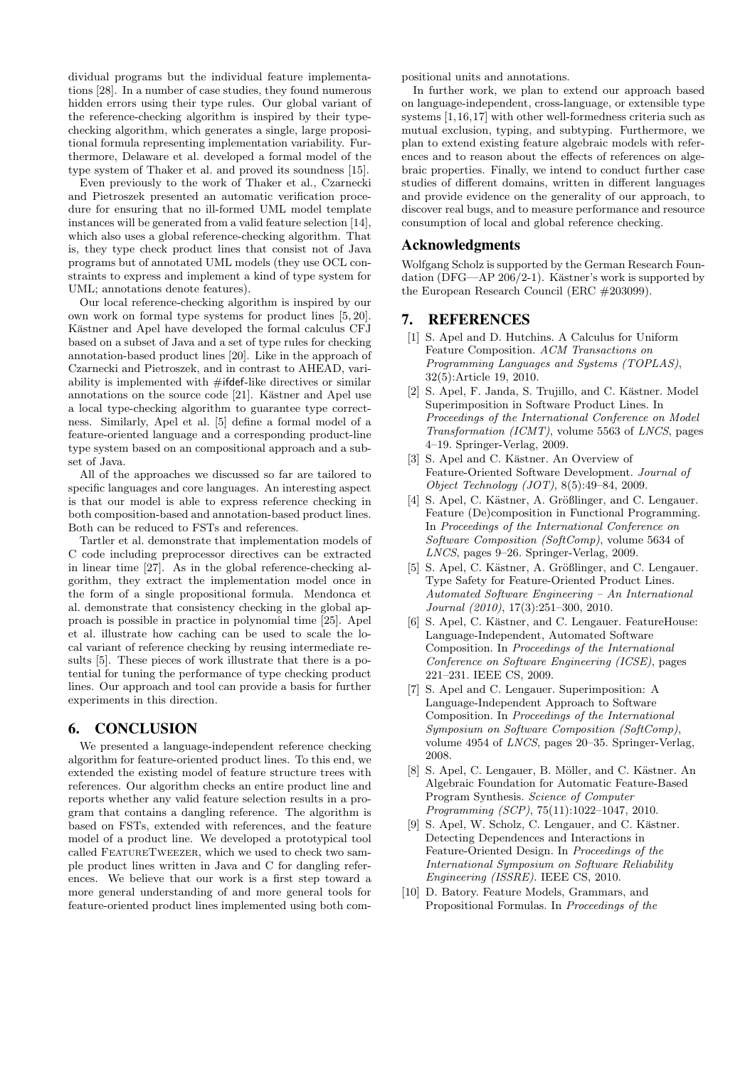dividual programs but the individual feature implementations [28]. In a number of case studies, they found numerous hidden errors using their type rules. Our global variant of the reference-checking algorithm is inspired by their type-checking algorithm, which generates a single, large propositional formula representing implementation variability. Furthermore, Delaware et al. developed a formal model of the type system of Thaker et al. and proved its soundness [15].

Even previously to the work of Thaker et al., Czarnecki and Pietroszek presented an automatic verification procedure for ensuring that no ill-formed UML model template instances will be generated from a valid feature selection [14], which also uses a global reference-checking algorithm. That is, they type check product lines that consist not of Java programs but of annotated UML models (they use OCL constraints to express and implement a kind of type system for UML; annotations denote features).

Our local reference-checking algorithm is inspired by our own work on formal type systems for product lines [5, 20]. Kästner and Apel have developed the formal calculus CFJ based on a subset of Java and a set of type rules for checking annotation-based product lines [20]. Like in the approach of Czarnecki and Pietroszek, and in contrast to AHEAD, variability is implemented with #ifdef-like directives or similar annotations on the source code [21]. Kästner and Apel use a local type-checking algorithm to guarantee type correctness. Similarly, Apel et al. [5] define a formal model of a feature-oriented language and a corresponding product-line type system based on an compositional approach and a subset of Java.

All of the approaches we discussed so far are tailored to specific languages and core languages. An interesting aspect is that our model is able to express reference checking in both composition-based and annotation-based product lines. Both can be reduced to FSTs and references.

Tartler et al. demonstrate that implementation models of C code including preprocessor directives can be extracted in linear time [27]. As in the global reference-checking algorithm, they extract the implementation model once in the form of a single propositional formula. Mendonca et al. demonstrate that consistency checking in the global approach is possible in practice in polynomial time [25]. Apel et al. illustrate how caching can be used to scale the local variant of reference checking by reusing intermediate results [5]. These pieces of work illustrate that there is a potential for tuning the performance of type checking product lines. Our approach and tool can provide a basis for further experiments in this direction.

## 6. CONCLUSION

We presented a language-independent reference checking algorithm for feature-oriented product lines. To this end, we extended the existing model of feature structure trees with references. Our algorithm checks an entire product line and reports whether any valid feature selection results in a program that contains a dangling reference. The algorithm is based on FSTs, extended with references, and the feature model of a product line. We developed a prototypical tool called FeatureTweezer, which we used to check two sample product lines written in Java and C for dangling references. We believe that our work is a first step toward a more general understanding of and more general tools for feature-oriented product lines implemented using both compositional units and annotations.

In further work, we plan to extend our approach based on language-independent, cross-language, or extensible type systems [1,16,17] with other well-formedness criteria such as mutual exclusion, typing, and subtyping. Furthermore, we plan to extend existing feature algebraic models with references and to reason about the effects of references on algebraic properties. Finally, we intend to conduct further case studies of different domains, written in different languages and provide evidence on the generality of our approach, to discover real bugs, and to measure performance and resource consumption of local and global reference checking.

## Acknowledgments

Wolfgang Scholz is supported by the German Research Foundation (DFG—AP 206/2-1). Kästner's work is supported by the European Research Council (ERC #203099).

## 7. REFERENCES

[1] S. Apel and D. Hutchins. A Calculus for Uniform Feature Composition. *ACM Transactions on Programming Languages and Systems (TOPLAS)*, 32(5):Article 19, 2010.

[2] S. Apel, F. Janda, S. Trujillo, and C. Kästner. Model Superimposition in Software Product Lines. In *Proceedings of the International Conference on Model Transformation (ICMT)*, volume 5563 of *LNCS*, pages 4–19. Springer-Verlag, 2009.

[3] S. Apel and C. Kästner. An Overview of Feature-Oriented Software Development. *Journal of Object Technology (JOT)*, 8(5):49–84, 2009.

[4] S. Apel, C. Kästner, A. Größlinger, and C. Lengauer. Feature (De)composition in Functional Programming. In *Proceedings of the International Conference on Software Composition (SoftComp)*, volume 5634 of *LNCS*, pages 9–26. Springer-Verlag, 2009.

[5] S. Apel, C. Kästner, A. Größlinger, and C. Lengauer. Type Safety for Feature-Oriented Product Lines. *Automated Software Engineering – An International Journal (2010)*, 17(3):251–300, 2010.

[6] S. Apel, C. Kästner, and C. Lengauer. FeatureHouse: Language-Independent, Automated Software Composition. In *Proceedings of the International Conference on Software Engineering (ICSE)*, pages 221–231. IEEE CS, 2009.

[7] S. Apel and C. Lengauer. Superimposition: A Language-Independent Approach to Software Composition. In *Proceedings of the International Symposium on Software Composition (SoftComp)*, volume 4954 of *LNCS*, pages 20–35. Springer-Verlag, 2008.

[8] S. Apel, C. Lengauer, B. Möller, and C. Kästner. An Algebraic Foundation for Automatic Feature-Based Program Synthesis. *Science of Computer Programming (SCP)*, 75(11):1022–1047, 2010.

[9] S. Apel, W. Scholz, C. Lengauer, and C. Kästner. Detecting Dependences and Interactions in Feature-Oriented Design. In *Proceedings of the International Symposium on Software Reliability Engineering (ISSRE)*. IEEE CS, 2010.

[10] D. Batory. Feature Models, Grammars, and Propositional Formulas. In *Proceedings of the*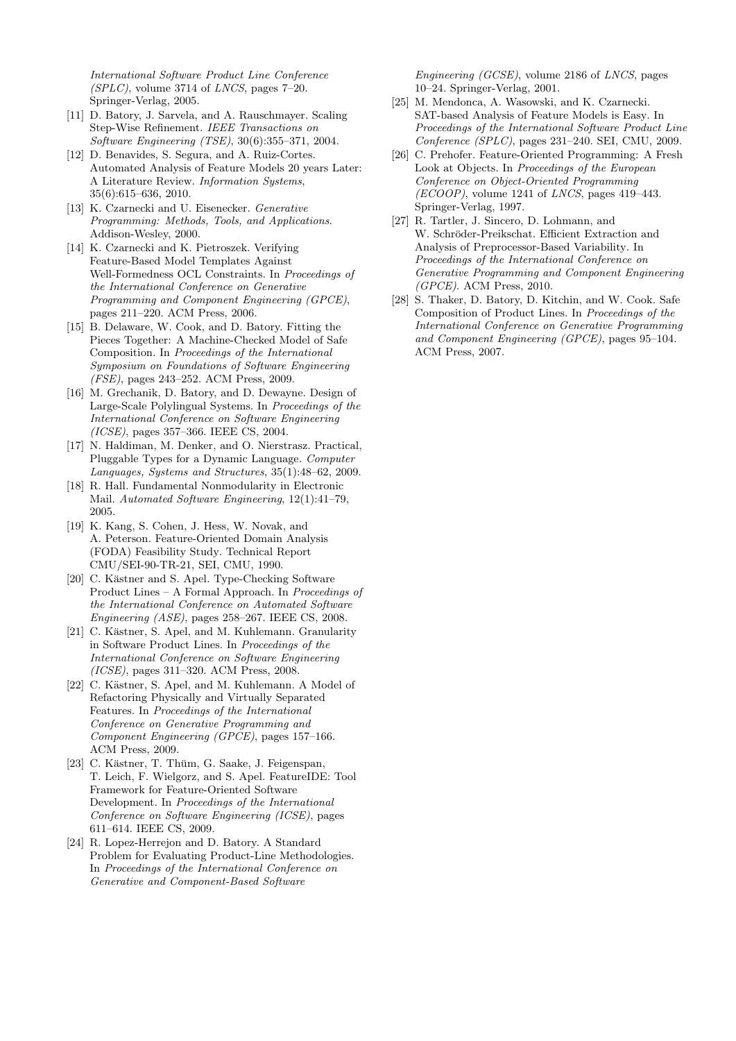International Software Product Line Conference (SPLC)*, volume 3714 of *LNCS*, pages 7–20. Springer-Verlag, 2005.

[11] D. Batory, J. Sarvela, and A. Rauschmayer. Scaling Step-Wise Refinement. *IEEE Transactions on Software Engineering (TSE)*, 30(6):355–371, 2004.

[12] D. Benavides, S. Segura, and A. Ruiz-Cortes. Automated Analysis of Feature Models 20 years Later: A Literature Review. *Information Systems*, 35(6):615–636, 2010.

[13] K. Czarnecki and U. Eisenecker. *Generative Programming: Methods, Tools, and Applications*. Addison-Wesley, 2000.

[14] K. Czarnecki and K. Pietroszek. Verifying Feature-Based Model Templates Against Well-Formedness OCL Constraints. In *Proceedings of the International Conference on Generative Programming and Component Engineering (GPCE)*, pages 211–220. ACM Press, 2006.

[15] B. Delaware, W. Cook, and D. Batory. Fitting the Pieces Together: A Machine-Checked Model of Safe Composition. In *Proceedings of the International Symposium on Foundations of Software Engineering (FSE)*, pages 243–252. ACM Press, 2009.

[16] M. Grechanik, D. Batory, and D. Dewayne. Design of Large-Scale Polylingual Systems. In *Proceedings of the International Conference on Software Engineering (ICSE)*, pages 357–366. IEEE CS, 2004.

[17] N. Haldiman, M. Denker, and O. Nierstrasz. Practical, Pluggable Types for a Dynamic Language. *Computer Languages, Systems and Structures*, 35(1):48–62, 2009.

[18] R. Hall. Fundamental Nonmodularity in Electronic Mail. *Automated Software Engineering*, 12(1):41–79, 2005.

[19] K. Kang, S. Cohen, J. Hess, W. Novak, and A. Peterson. Feature-Oriented Domain Analysis (FODA) Feasibility Study. Technical Report CMU/SEI-90-TR-21, SEI, CMU, 1990.

[20] C. Kästner and S. Apel. Type-Checking Software Product Lines – A Formal Approach. In *Proceedings of the International Conference on Automated Software Engineering (ASE)*, pages 258–267. IEEE CS, 2008.

[21] C. Kästner, S. Apel, and M. Kuhlemann. Granularity in Software Product Lines. In *Proceedings of the International Conference on Software Engineering (ICSE)*, pages 311–320. ACM Press, 2008.

[22] C. Kästner, S. Apel, and M. Kuhlemann. A Model of Refactoring Physically and Virtually Separated Features. In *Proceedings of the International Conference on Generative Programming and Component Engineering (GPCE)*, pages 157–166. ACM Press, 2009.

[23] C. Kästner, T. Thüm, G. Saake, J. Feigenspan, T. Leich, F. Wielgorz, and S. Apel. FeatureIDE: Tool Framework for Feature-Oriented Software Development. In *Proceedings of the International Conference on Software Engineering (ICSE)*, pages 611–614. IEEE CS, 2009.

[24] R. Lopez-Herrejon and D. Batory. A Standard Problem for Evaluating Product-Line Methodologies. In *Proceedings of the International Conference on Generative and Component-Based Software Engineering (GCSE)*, volume 2186 of *LNCS*, pages 10–24. Springer-Verlag, 2001.

[25] M. Mendonca, A. Wasowski, and K. Czarnecki. SAT-based Analysis of Feature Models is Easy. In *Proceedings of the International Software Product Line Conference (SPLC)*, pages 231–240. SEI, CMU, 2009.

[26] C. Prehofer. Feature-Oriented Programming: A Fresh Look at Objects. In *Proceedings of the European Conference on Object-Oriented Programming (ECOOP)*, volume 1241 of *LNCS*, pages 419–443. Springer-Verlag, 1997.

[27] R. Tartler, J. Sincero, D. Lohmann, and W. Schröder-Preikschat. Efficient Extraction and Analysis of Preprocessor-Based Variability. In *Proceedings of the International Conference on Generative Programming and Component Engineering (GPCE)*. ACM Press, 2010.

[28] S. Thaker, D. Batory, D. Kitchin, and W. Cook. Safe Composition of Product Lines. In *Proceedings of the International Conference on Generative Programming and Component Engineering (GPCE)*, pages 95–104. ACM Press, 2007.